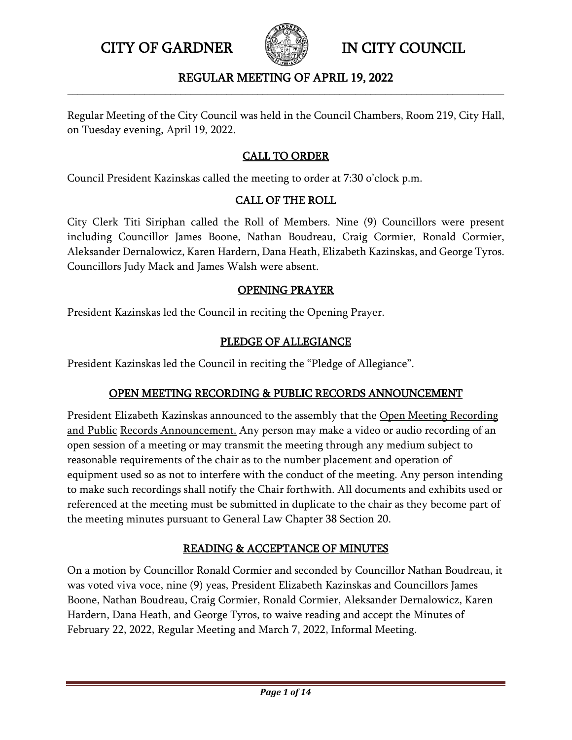# CITY OF GARDNER IN CITY COUNCIL

## REGULAR MEETING OF APRIL 19, 2022

Regular Meeting of the City Council was held in the Council Chambers, Room 219, City Hall, on Tuesday evening, April 19, 2022.

### CALL TO ORDER

Council President Kazinskas called the meeting to order at 7:30 o'clock p.m.

### CALL OF THE ROLL

City Clerk Titi Siriphan called the Roll of Members. Nine (9) Councillors were present including Councillor James Boone, Nathan Boudreau, Craig Cormier, Ronald Cormier, Aleksander Dernalowicz, Karen Hardern, Dana Heath, Elizabeth Kazinskas, and George Tyros. Councillors Judy Mack and James Walsh were absent.

### OPENING PRAYER

President Kazinskas led the Council in reciting the Opening Prayer.

### PLEDGE OF ALLEGIANCE

President Kazinskas led the Council in reciting the "Pledge of Allegiance".

### OPEN MEETING RECORDING & PUBLIC RECORDS ANNOUNCEMENT

President Elizabeth Kazinskas announced to the assembly that the Open Meeting Recording and Public Records Announcement. Any person may make a video or audio recording of an open session of a meeting or may transmit the meeting through any medium subject to reasonable requirements of the chair as to the number placement and operation of equipment used so as not to interfere with the conduct of the meeting. Any person intending to make such recordings shall notify the Chair forthwith. All documents and exhibits used or referenced at the meeting must be submitted in duplicate to the chair as they become part of the meeting minutes pursuant to General Law Chapter 38 Section 20.

### READING & ACCEPTANCE OF MINUTES

On a motion by Councillor Ronald Cormier and seconded by Councillor Nathan Boudreau, it was voted viva voce, nine (9) yeas, President Elizabeth Kazinskas and Councillors James Boone, Nathan Boudreau, Craig Cormier, Ronald Cormier, Aleksander Dernalowicz, Karen Hardern, Dana Heath, and George Tyros, to waive reading and accept the Minutes of February 22, 2022, Regular Meeting and March 7, 2022, Informal Meeting.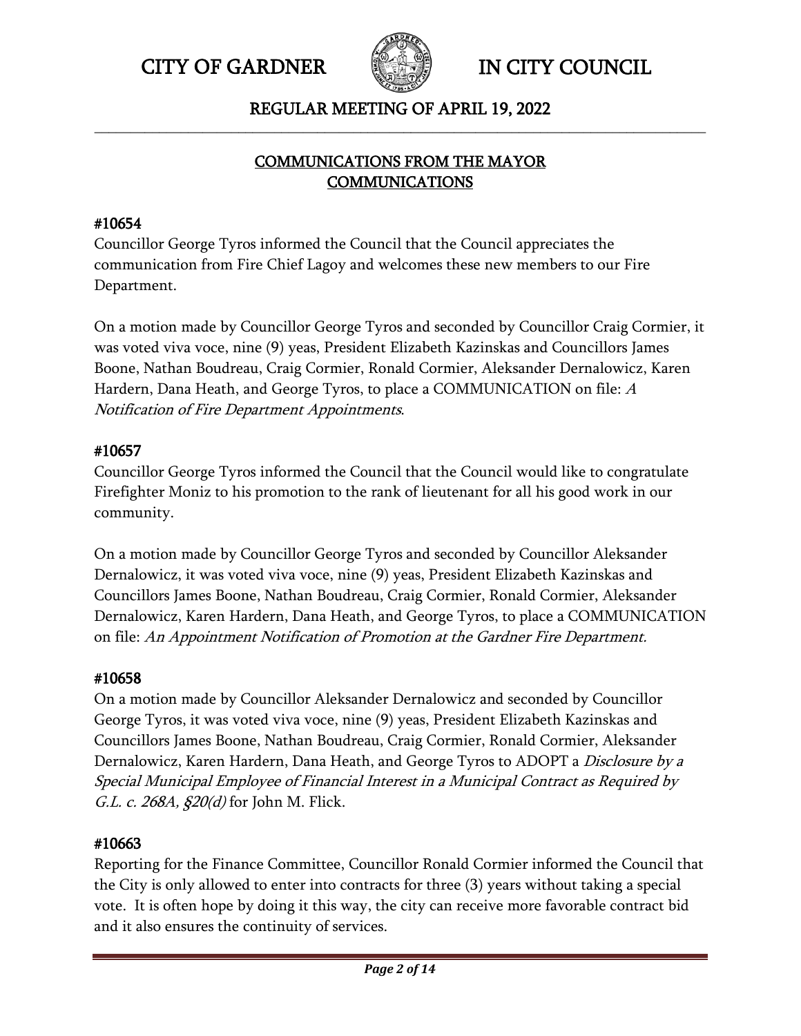## COMMUNICATIONS FROM THE MAYOR
## COMMUNICATIONS

### #10654

Councillor George Tyros informed the Council that the Council appreciates the communication from Fire Chief Lagoy and welcomes these new members to our Fire Department.

On a motion made by Councillor George Tyros and seconded by Councillor Craig Cormier, it was voted viva voce, nine (9) yeas, President Elizabeth Kazinskas and Councillors James Boone, Nathan Boudreau, Craig Cormier, Ronald Cormier, Aleksander Dernalowicz, Karen Hardern, Dana Heath, and George Tyros, to place a COMMUNICATION on file: *A Notification of Fire Department Appointments*.

### #10657

Councillor George Tyros informed the Council that the Council would like to congratulate Firefighter Moniz to his promotion to the rank of lieutenant for all his good work in our community.

On a motion made by Councillor George Tyros and seconded by Councillor Aleksander Dernalowicz, it was voted viva voce, nine (9) yeas, President Elizabeth Kazinskas and Councillors James Boone, Nathan Boudreau, Craig Cormier, Ronald Cormier, Aleksander Dernalowicz, Karen Hardern, Dana Heath, and George Tyros, to place a COMMUNICATION on file: *An Appointment Notification of Promotion at the Gardner Fire Department.*

### #10658

On a motion made by Councillor Aleksander Dernalowicz and seconded by Councillor George Tyros, it was voted viva voce, nine (9) yeas, President Elizabeth Kazinskas and Councillors James Boone, Nathan Boudreau, Craig Cormier, Ronald Cormier, Aleksander Dernalowicz, Karen Hardern, Dana Heath, and George Tyros to ADOPT a *Disclosure by a Special Municipal Employee of Financial Interest in a Municipal Contract as Required by G.L. c. 268A, §20(d)* for John M. Flick.

### #10663

Reporting for the Finance Committee, Councillor Ronald Cormier informed the Council that the City is only allowed to enter into contracts for three (3) years without taking a special vote. It is often hope by doing it this way, the city can receive more favorable contract bid and it also ensures the continuity of services.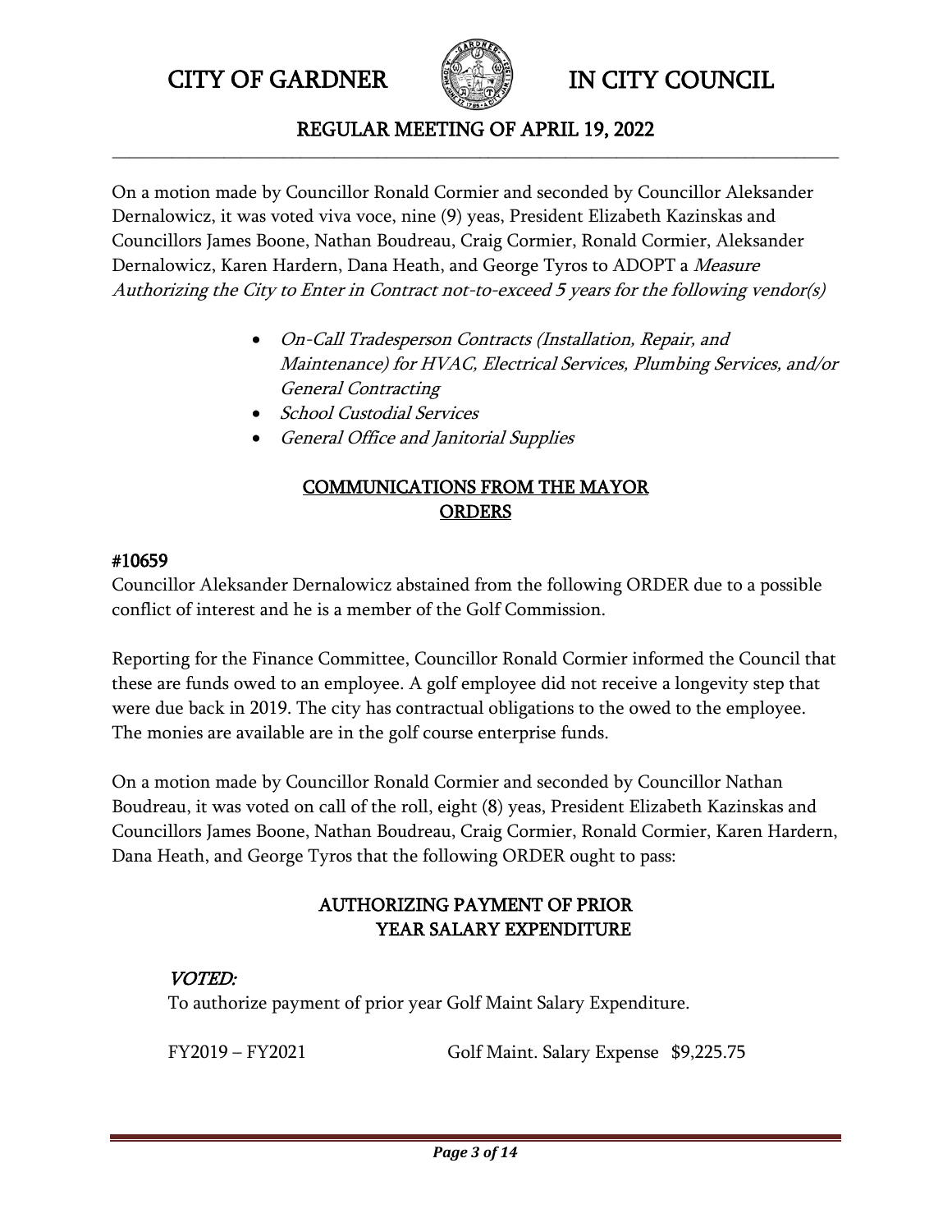On a motion made by Councillor Ronald Cormier and seconded by Councillor Aleksander Dernalowicz, it was voted viva voce, nine (9) yeas, President Elizabeth Kazinskas and Councillors James Boone, Nathan Boudreau, Craig Cormier, Ronald Cormier, Aleksander Dernalowicz, Karen Hardern, Dana Heath, and George Tyros to ADOPT a *Measure Authorizing the City to Enter in Contract not-to-exceed 5 years for the following vendor(s)*

- *On-Call Tradesperson Contracts (Installation, Repair, and Maintenance) for HVAC, Electrical Services, Plumbing Services, and/or General Contracting*
- *School Custodial Services*
- *General Office and Janitorial Supplies*

## COMMUNICATIONS FROM THE MAYOR
## ORDERS

**#10659**

Councillor Aleksander Dernalowicz abstained from the following ORDER due to a possible conflict of interest and he is a member of the Golf Commission.

Reporting for the Finance Committee, Councillor Ronald Cormier informed the Council that these are funds owed to an employee. A golf employee did not receive a longevity step that were due back in 2019. The city has contractual obligations to the owed to the employee. The monies are available are in the golf course enterprise funds.

On a motion made by Councillor Ronald Cormier and seconded by Councillor Nathan Boudreau, it was voted on call of the roll, eight (8) yeas, President Elizabeth Kazinskas and Councillors James Boone, Nathan Boudreau, Craig Cormier, Ronald Cormier, Karen Hardern, Dana Heath, and George Tyros that the following ORDER ought to pass:

### AUTHORIZING PAYMENT OF PRIOR YEAR SALARY EXPENDITURE

*VOTED:*

To authorize payment of prior year Golf Maint Salary Expenditure.

FY2019 – FY2021 Golf Maint. Salary Expense $9,225.75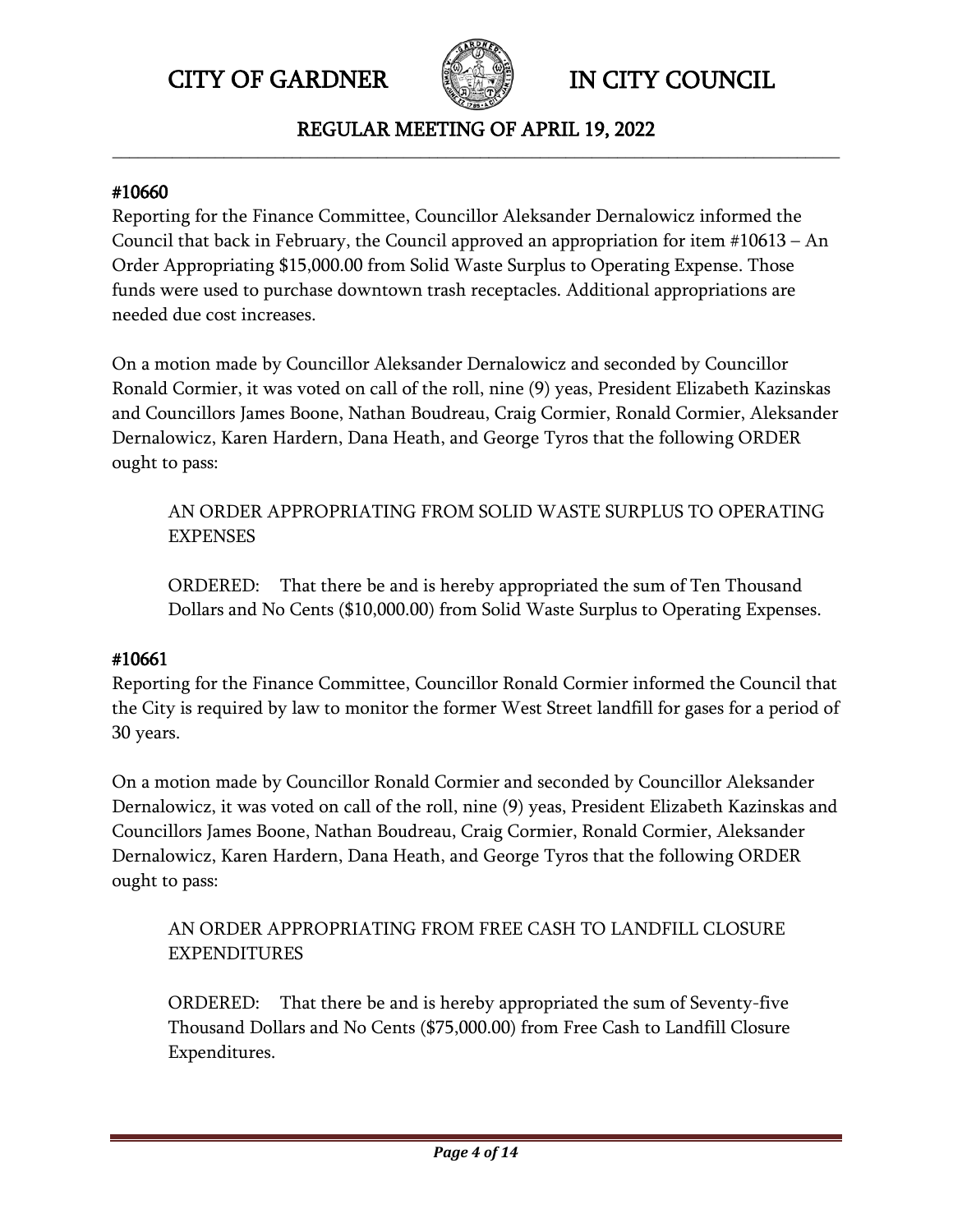#### #10660

Reporting for the Finance Committee, Councillor Aleksander Dernalowicz informed the Council that back in February, the Council approved an appropriation for item #10613 – An Order Appropriating $15,000.00 from Solid Waste Surplus to Operating Expense. Those funds were used to purchase downtown trash receptacles. Additional appropriations are needed due cost increases.

On a motion made by Councillor Aleksander Dernalowicz and seconded by Councillor Ronald Cormier, it was voted on call of the roll, nine (9) yeas, President Elizabeth Kazinskas and Councillors James Boone, Nathan Boudreau, Craig Cormier, Ronald Cormier, Aleksander Dernalowicz, Karen Hardern, Dana Heath, and George Tyros that the following ORDER ought to pass:

> AN ORDER APPROPRIATING FROM SOLID WASTE SURPLUS TO OPERATING EXPENSES
>
> ORDERED: That there be and is hereby appropriated the sum of Ten Thousand Dollars and No Cents ($10,000.00) from Solid Waste Surplus to Operating Expenses.

#### #10661

Reporting for the Finance Committee, Councillor Ronald Cormier informed the Council that the City is required by law to monitor the former West Street landfill for gases for a period of 30 years.

On a motion made by Councillor Ronald Cormier and seconded by Councillor Aleksander Dernalowicz, it was voted on call of the roll, nine (9) yeas, President Elizabeth Kazinskas and Councillors James Boone, Nathan Boudreau, Craig Cormier, Ronald Cormier, Aleksander Dernalowicz, Karen Hardern, Dana Heath, and George Tyros that the following ORDER ought to pass:

> AN ORDER APPROPRIATING FROM FREE CASH TO LANDFILL CLOSURE EXPENDITURES
>
> ORDERED: That there be and is hereby appropriated the sum of Seventy-five Thousand Dollars and No Cents ($75,000.00) from Free Cash to Landfill Closure Expenditures.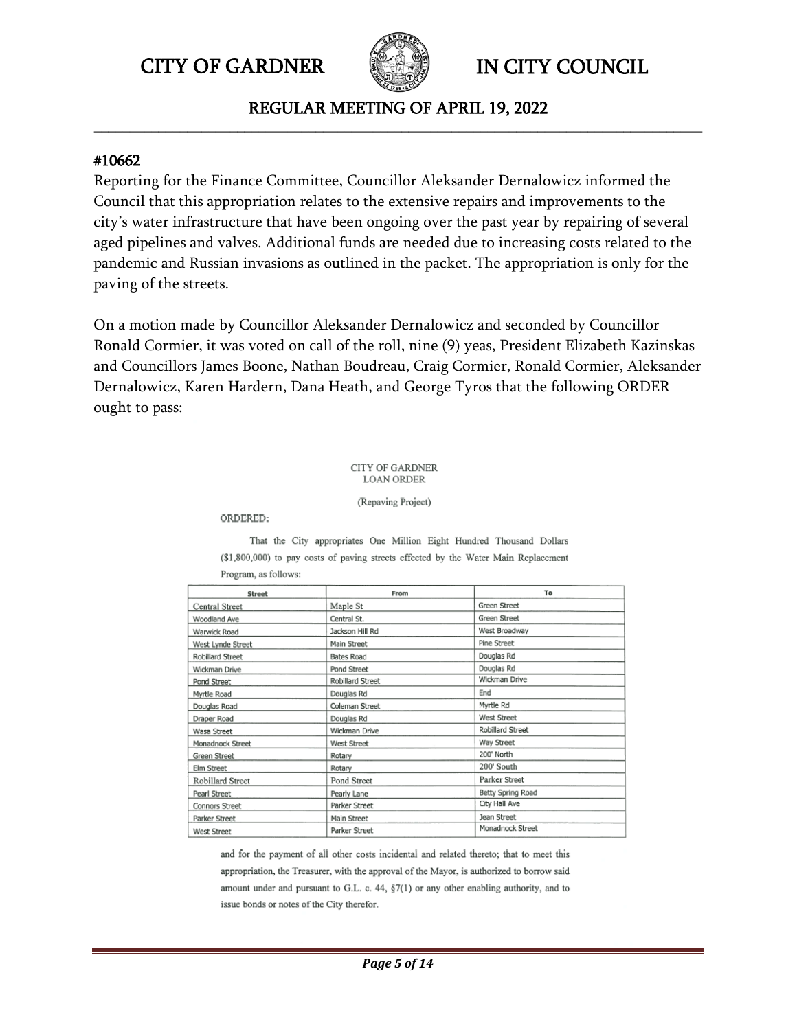#10662

Reporting for the Finance Committee, Councillor Aleksander Dernalowicz informed the Council that this appropriation relates to the extensive repairs and improvements to the city's water infrastructure that have been ongoing over the past year by repairing of several aged pipelines and valves. Additional funds are needed due to increasing costs related to the pandemic and Russian invasions as outlined in the packet. The appropriation is only for the paving of the streets.

On a motion made by Councillor Aleksander Dernalowicz and seconded by Councillor Ronald Cormier, it was voted on call of the roll, nine (9) yeas, President Elizabeth Kazinskas and Councillors James Boone, Nathan Boudreau, Craig Cormier, Ronald Cormier, Aleksander Dernalowicz, Karen Hardern, Dana Heath, and George Tyros that the following ORDER ought to pass:

CITY OF GARDNER
LOAN ORDER

(Repaving Project)

ORDERED:

That the City appropriates One Million Eight Hundred Thousand Dollars ($1,800,000) to pay costs of paving streets effected by the Water Main Replacement Program, as follows:

| Street | From | To |
|---|---|---|
| Central Street | Maple St | Green Street |
| Woodland Ave | Central St. | Green Street |
| Warwick Road | Jackson Hill Rd | West Broadway |
| West Lynde Street | Main Street | Pine Street |
| Robillard Street | Bates Road | Douglas Rd |
| Wickman Drive | Pond Street | Douglas Rd |
| Pond Street | Robillard Street | Wickman Drive |
| Myrtle Road | Douglas Rd | End |
| Douglas Road | Coleman Street | Myrtle Rd |
| Draper Road | Douglas Rd | West Street |
| Wasa Street | Wickman Drive | Robillard Street |
| Monadnock Street | West Street | Way Street |
| Green Street | Rotary | 200' North |
| Elm Street | Rotary | 200' South |
| Robillard Street | Pond Street | Parker Street |
| Pearl Street | Pearly Lane | Betty Spring Road |
| Connors Street | Parker Street | City Hall Ave |
| Parker Street | Main Street | Jean Street |
| West Street | Parker Street | Monadnock Street |

and for the payment of all other costs incidental and related thereto; that to meet this appropriation, the Treasurer, with the approval of the Mayor, is authorized to borrow said amount under and pursuant to G.L. c. 44, §7(1) or any other enabling authority, and to issue bonds or notes of the City therefor.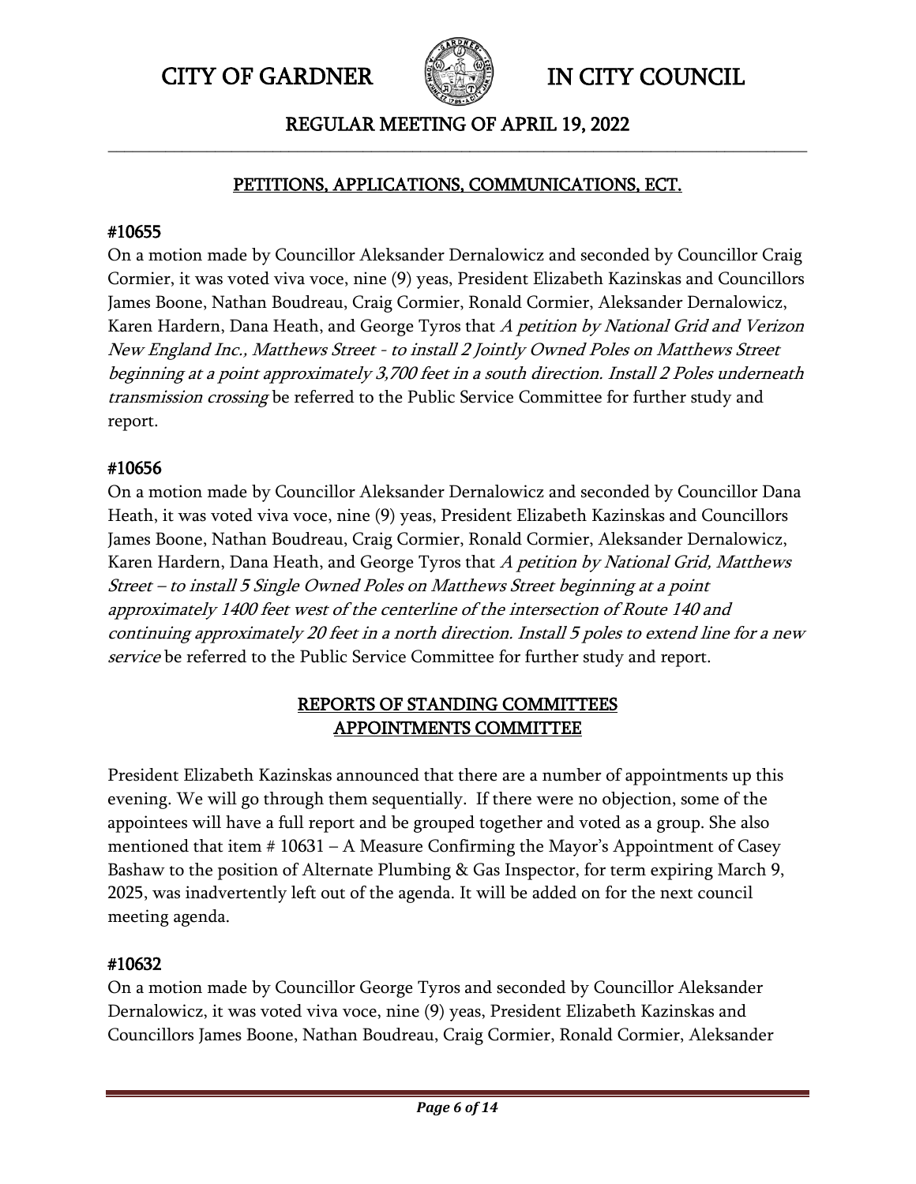## PETITIONS, APPLICATIONS, COMMUNICATIONS, ECT.

**#10655**

On a motion made by Councillor Aleksander Dernalowicz and seconded by Councillor Craig Cormier, it was voted viva voce, nine (9) yeas, President Elizabeth Kazinskas and Councillors James Boone, Nathan Boudreau, Craig Cormier, Ronald Cormier, Aleksander Dernalowicz, Karen Hardern, Dana Heath, and George Tyros that *A petition by National Grid and Verizon New England Inc., Matthews Street - to install 2 Jointly Owned Poles on Matthews Street beginning at a point approximately 3,700 feet in a south direction. Install 2 Poles underneath transmission crossing* be referred to the Public Service Committee for further study and report.

**#10656**

On a motion made by Councillor Aleksander Dernalowicz and seconded by Councillor Dana Heath, it was voted viva voce, nine (9) yeas, President Elizabeth Kazinskas and Councillors James Boone, Nathan Boudreau, Craig Cormier, Ronald Cormier, Aleksander Dernalowicz, Karen Hardern, Dana Heath, and George Tyros that *A petition by National Grid, Matthews Street – to install 5 Single Owned Poles on Matthews Street beginning at a point approximately 1400 feet west of the centerline of the intersection of Route 140 and continuing approximately 20 feet in a north direction. Install 5 poles to extend line for a new service* be referred to the Public Service Committee for further study and report.

## REPORTS OF STANDING COMMITTEES
## APPOINTMENTS COMMITTEE

President Elizabeth Kazinskas announced that there are a number of appointments up this evening. We will go through them sequentially. If there were no objection, some of the appointees will have a full report and be grouped together and voted as a group. She also mentioned that item # 10631 – A Measure Confirming the Mayor's Appointment of Casey Bashaw to the position of Alternate Plumbing & Gas Inspector, for term expiring March 9, 2025, was inadvertently left out of the agenda. It will be added on for the next council meeting agenda.

**#10632**

On a motion made by Councillor George Tyros and seconded by Councillor Aleksander Dernalowicz, it was voted viva voce, nine (9) yeas, President Elizabeth Kazinskas and Councillors James Boone, Nathan Boudreau, Craig Cormier, Ronald Cormier, Aleksander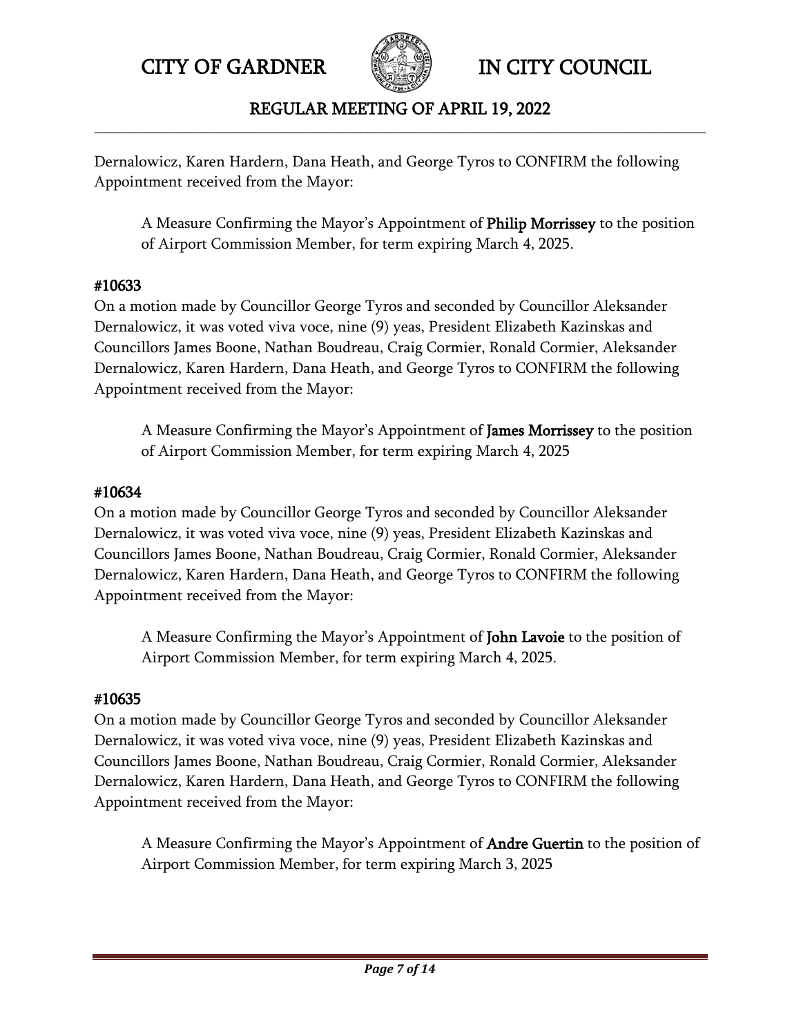Dernalowicz, Karen Hardern, Dana Heath, and George Tyros to CONFIRM the following Appointment received from the Mayor:

> A Measure Confirming the Mayor's Appointment of **Philip Morrissey** to the position of Airport Commission Member, for term expiring March 4, 2025.

### #10633

On a motion made by Councillor George Tyros and seconded by Councillor Aleksander Dernalowicz, it was voted viva voce, nine (9) yeas, President Elizabeth Kazinskas and Councillors James Boone, Nathan Boudreau, Craig Cormier, Ronald Cormier, Aleksander Dernalowicz, Karen Hardern, Dana Heath, and George Tyros to CONFIRM the following Appointment received from the Mayor:

> A Measure Confirming the Mayor's Appointment of **James Morrissey** to the position of Airport Commission Member, for term expiring March 4, 2025

### #10634

On a motion made by Councillor George Tyros and seconded by Councillor Aleksander Dernalowicz, it was voted viva voce, nine (9) yeas, President Elizabeth Kazinskas and Councillors James Boone, Nathan Boudreau, Craig Cormier, Ronald Cormier, Aleksander Dernalowicz, Karen Hardern, Dana Heath, and George Tyros to CONFIRM the following Appointment received from the Mayor:

> A Measure Confirming the Mayor's Appointment of **John Lavoie** to the position of Airport Commission Member, for term expiring March 4, 2025.

### #10635

On a motion made by Councillor George Tyros and seconded by Councillor Aleksander Dernalowicz, it was voted viva voce, nine (9) yeas, President Elizabeth Kazinskas and Councillors James Boone, Nathan Boudreau, Craig Cormier, Ronald Cormier, Aleksander Dernalowicz, Karen Hardern, Dana Heath, and George Tyros to CONFIRM the following Appointment received from the Mayor:

> A Measure Confirming the Mayor's Appointment of **Andre Guertin** to the position of Airport Commission Member, for term expiring March 3, 2025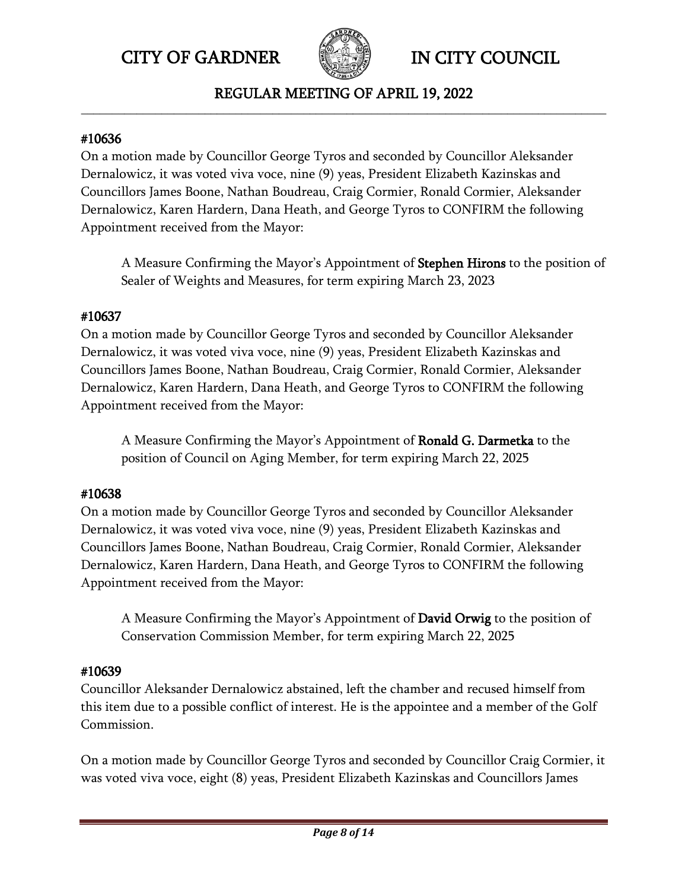#### #10636

On a motion made by Councillor George Tyros and seconded by Councillor Aleksander Dernalowicz, it was voted viva voce, nine (9) yeas, President Elizabeth Kazinskas and Councillors James Boone, Nathan Boudreau, Craig Cormier, Ronald Cormier, Aleksander Dernalowicz, Karen Hardern, Dana Heath, and George Tyros to CONFIRM the following Appointment received from the Mayor:

> A Measure Confirming the Mayor's Appointment of **Stephen Hirons** to the position of Sealer of Weights and Measures, for term expiring March 23, 2023

#### #10637

On a motion made by Councillor George Tyros and seconded by Councillor Aleksander Dernalowicz, it was voted viva voce, nine (9) yeas, President Elizabeth Kazinskas and Councillors James Boone, Nathan Boudreau, Craig Cormier, Ronald Cormier, Aleksander Dernalowicz, Karen Hardern, Dana Heath, and George Tyros to CONFIRM the following Appointment received from the Mayor:

> A Measure Confirming the Mayor's Appointment of **Ronald G. Darmetka** to the position of Council on Aging Member, for term expiring March 22, 2025

#### #10638

On a motion made by Councillor George Tyros and seconded by Councillor Aleksander Dernalowicz, it was voted viva voce, nine (9) yeas, President Elizabeth Kazinskas and Councillors James Boone, Nathan Boudreau, Craig Cormier, Ronald Cormier, Aleksander Dernalowicz, Karen Hardern, Dana Heath, and George Tyros to CONFIRM the following Appointment received from the Mayor:

> A Measure Confirming the Mayor's Appointment of **David Orwig** to the position of Conservation Commission Member, for term expiring March 22, 2025

#### #10639

Councillor Aleksander Dernalowicz abstained, left the chamber and recused himself from this item due to a possible conflict of interest. He is the appointee and a member of the Golf Commission.

On a motion made by Councillor George Tyros and seconded by Councillor Craig Cormier, it was voted viva voce, eight (8) yeas, President Elizabeth Kazinskas and Councillors James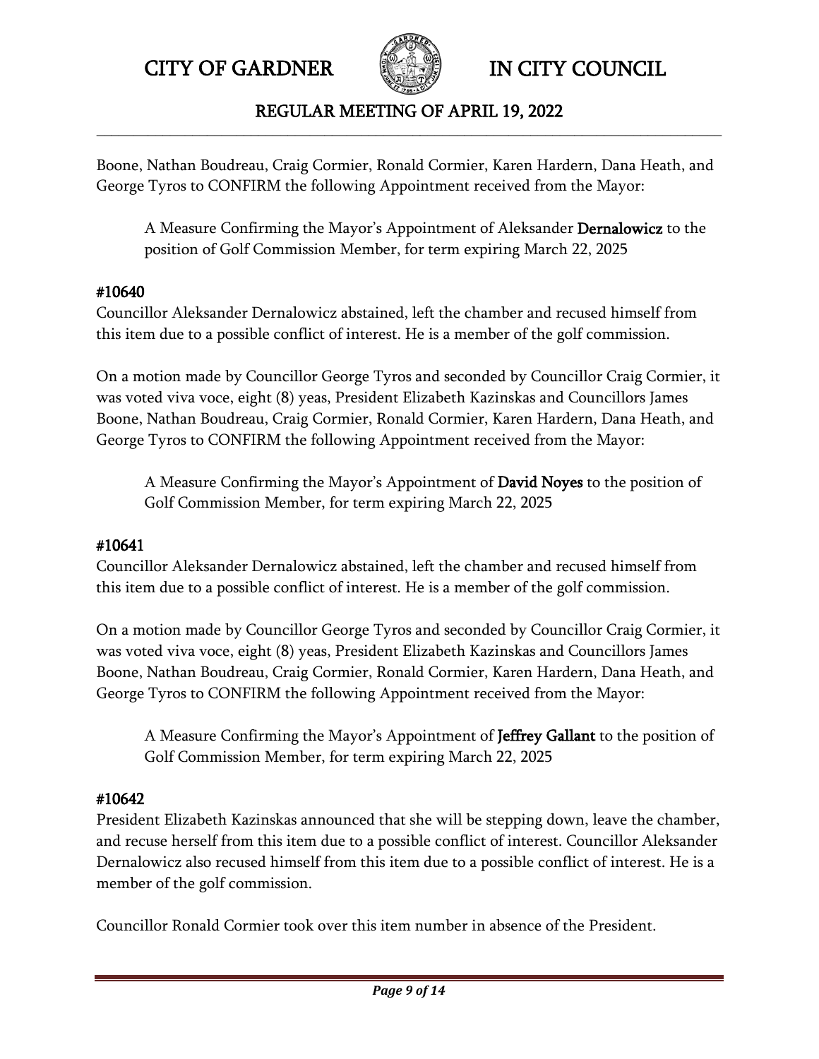Boone, Nathan Boudreau, Craig Cormier, Ronald Cormier, Karen Hardern, Dana Heath, and George Tyros to CONFIRM the following Appointment received from the Mayor:

> A Measure Confirming the Mayor's Appointment of Aleksander **Dernalowicz** to the position of Golf Commission Member, for term expiring March 22, 2025

**#10640**

Councillor Aleksander Dernalowicz abstained, left the chamber and recused himself from this item due to a possible conflict of interest. He is a member of the golf commission.

On a motion made by Councillor George Tyros and seconded by Councillor Craig Cormier, it was voted viva voce, eight (8) yeas, President Elizabeth Kazinskas and Councillors James Boone, Nathan Boudreau, Craig Cormier, Ronald Cormier, Karen Hardern, Dana Heath, and George Tyros to CONFIRM the following Appointment received from the Mayor:

> A Measure Confirming the Mayor's Appointment of **David Noyes** to the position of Golf Commission Member, for term expiring March 22, 2025

**#10641**

Councillor Aleksander Dernalowicz abstained, left the chamber and recused himself from this item due to a possible conflict of interest. He is a member of the golf commission.

On a motion made by Councillor George Tyros and seconded by Councillor Craig Cormier, it was voted viva voce, eight (8) yeas, President Elizabeth Kazinskas and Councillors James Boone, Nathan Boudreau, Craig Cormier, Ronald Cormier, Karen Hardern, Dana Heath, and George Tyros to CONFIRM the following Appointment received from the Mayor:

> A Measure Confirming the Mayor's Appointment of **Jeffrey Gallant** to the position of Golf Commission Member, for term expiring March 22, 2025

**#10642**

President Elizabeth Kazinskas announced that she will be stepping down, leave the chamber, and recuse herself from this item due to a possible conflict of interest. Councillor Aleksander Dernalowicz also recused himself from this item due to a possible conflict of interest. He is a member of the golf commission.

Councillor Ronald Cormier took over this item number in absence of the President.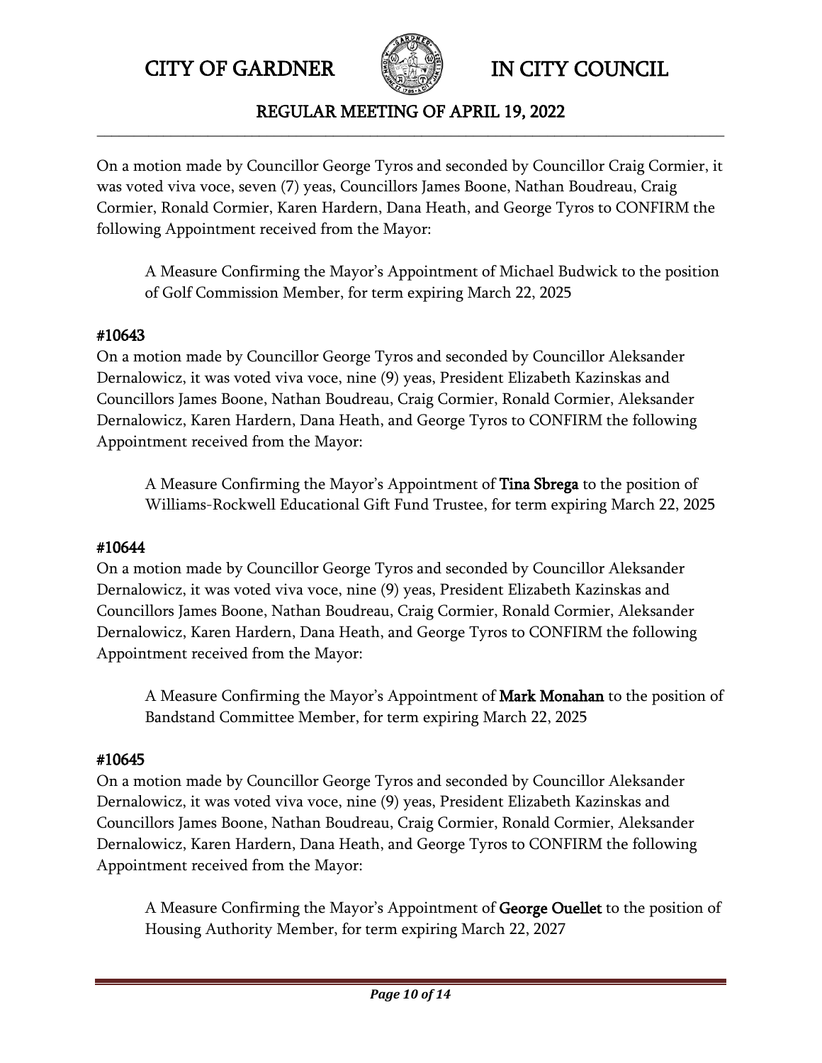On a motion made by Councillor George Tyros and seconded by Councillor Craig Cormier, it was voted viva voce, seven (7) yeas, Councillors James Boone, Nathan Boudreau, Craig Cormier, Ronald Cormier, Karen Hardern, Dana Heath, and George Tyros to CONFIRM the following Appointment received from the Mayor:

> A Measure Confirming the Mayor's Appointment of Michael Budwick to the position of Golf Commission Member, for term expiring March 22, 2025

### #10643

On a motion made by Councillor George Tyros and seconded by Councillor Aleksander Dernalowicz, it was voted viva voce, nine (9) yeas, President Elizabeth Kazinskas and Councillors James Boone, Nathan Boudreau, Craig Cormier, Ronald Cormier, Aleksander Dernalowicz, Karen Hardern, Dana Heath, and George Tyros to CONFIRM the following Appointment received from the Mayor:

> A Measure Confirming the Mayor's Appointment of **Tina Sbrega** to the position of Williams-Rockwell Educational Gift Fund Trustee, for term expiring March 22, 2025

### #10644

On a motion made by Councillor George Tyros and seconded by Councillor Aleksander Dernalowicz, it was voted viva voce, nine (9) yeas, President Elizabeth Kazinskas and Councillors James Boone, Nathan Boudreau, Craig Cormier, Ronald Cormier, Aleksander Dernalowicz, Karen Hardern, Dana Heath, and George Tyros to CONFIRM the following Appointment received from the Mayor:

> A Measure Confirming the Mayor's Appointment of **Mark Monahan** to the position of Bandstand Committee Member, for term expiring March 22, 2025

### #10645

On a motion made by Councillor George Tyros and seconded by Councillor Aleksander Dernalowicz, it was voted viva voce, nine (9) yeas, President Elizabeth Kazinskas and Councillors James Boone, Nathan Boudreau, Craig Cormier, Ronald Cormier, Aleksander Dernalowicz, Karen Hardern, Dana Heath, and George Tyros to CONFIRM the following Appointment received from the Mayor:

> A Measure Confirming the Mayor's Appointment of **George Ouellet** to the position of Housing Authority Member, for term expiring March 22, 2027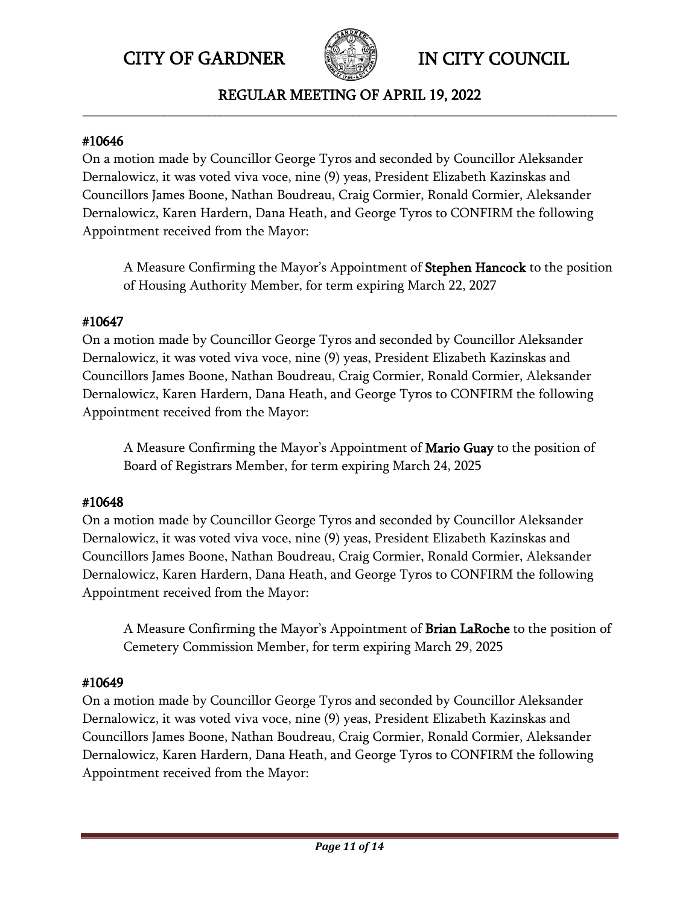#10646

On a motion made by Councillor George Tyros and seconded by Councillor Aleksander Dernalowicz, it was voted viva voce, nine (9) yeas, President Elizabeth Kazinskas and Councillors James Boone, Nathan Boudreau, Craig Cormier, Ronald Cormier, Aleksander Dernalowicz, Karen Hardern, Dana Heath, and George Tyros to CONFIRM the following Appointment received from the Mayor:

> A Measure Confirming the Mayor's Appointment of **Stephen Hancock** to the position of Housing Authority Member, for term expiring March 22, 2027

#10647

On a motion made by Councillor George Tyros and seconded by Councillor Aleksander Dernalowicz, it was voted viva voce, nine (9) yeas, President Elizabeth Kazinskas and Councillors James Boone, Nathan Boudreau, Craig Cormier, Ronald Cormier, Aleksander Dernalowicz, Karen Hardern, Dana Heath, and George Tyros to CONFIRM the following Appointment received from the Mayor:

> A Measure Confirming the Mayor's Appointment of **Mario Guay** to the position of Board of Registrars Member, for term expiring March 24, 2025

#10648

On a motion made by Councillor George Tyros and seconded by Councillor Aleksander Dernalowicz, it was voted viva voce, nine (9) yeas, President Elizabeth Kazinskas and Councillors James Boone, Nathan Boudreau, Craig Cormier, Ronald Cormier, Aleksander Dernalowicz, Karen Hardern, Dana Heath, and George Tyros to CONFIRM the following Appointment received from the Mayor:

> A Measure Confirming the Mayor's Appointment of **Brian LaRoche** to the position of Cemetery Commission Member, for term expiring March 29, 2025

#10649

On a motion made by Councillor George Tyros and seconded by Councillor Aleksander Dernalowicz, it was voted viva voce, nine (9) yeas, President Elizabeth Kazinskas and Councillors James Boone, Nathan Boudreau, Craig Cormier, Ronald Cormier, Aleksander Dernalowicz, Karen Hardern, Dana Heath, and George Tyros to CONFIRM the following Appointment received from the Mayor: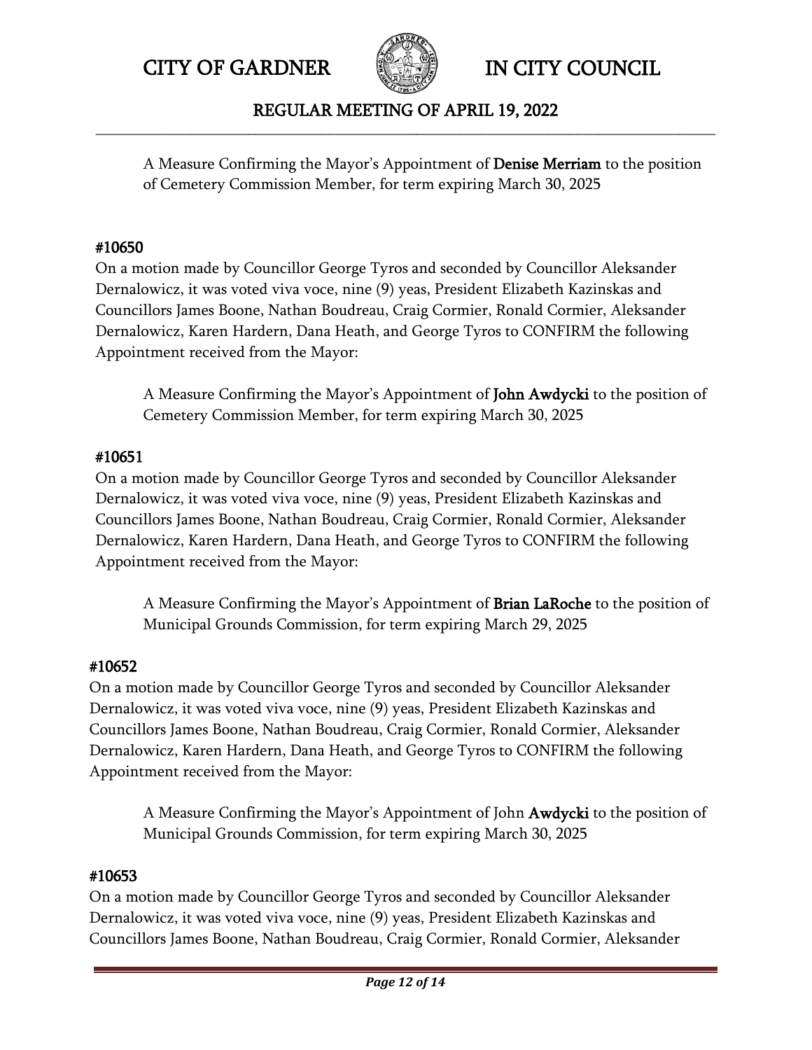> A Measure Confirming the Mayor's Appointment of **Denise Merriam** to the position of Cemetery Commission Member, for term expiring March 30, 2025

**#10650**

On a motion made by Councillor George Tyros and seconded by Councillor Aleksander Dernalowicz, it was voted viva voce, nine (9) yeas, President Elizabeth Kazinskas and Councillors James Boone, Nathan Boudreau, Craig Cormier, Ronald Cormier, Aleksander Dernalowicz, Karen Hardern, Dana Heath, and George Tyros to CONFIRM the following Appointment received from the Mayor:

> A Measure Confirming the Mayor's Appointment of **John Awdycki** to the position of Cemetery Commission Member, for term expiring March 30, 2025

**#10651**

On a motion made by Councillor George Tyros and seconded by Councillor Aleksander Dernalowicz, it was voted viva voce, nine (9) yeas, President Elizabeth Kazinskas and Councillors James Boone, Nathan Boudreau, Craig Cormier, Ronald Cormier, Aleksander Dernalowicz, Karen Hardern, Dana Heath, and George Tyros to CONFIRM the following Appointment received from the Mayor:

> A Measure Confirming the Mayor's Appointment of **Brian LaRoche** to the position of Municipal Grounds Commission, for term expiring March 29, 2025

**#10652**

On a motion made by Councillor George Tyros and seconded by Councillor Aleksander Dernalowicz, it was voted viva voce, nine (9) yeas, President Elizabeth Kazinskas and Councillors James Boone, Nathan Boudreau, Craig Cormier, Ronald Cormier, Aleksander Dernalowicz, Karen Hardern, Dana Heath, and George Tyros to CONFIRM the following Appointment received from the Mayor:

> A Measure Confirming the Mayor's Appointment of John **Awdycki** to the position of Municipal Grounds Commission, for term expiring March 30, 2025

**#10653**

On a motion made by Councillor George Tyros and seconded by Councillor Aleksander Dernalowicz, it was voted viva voce, nine (9) yeas, President Elizabeth Kazinskas and Councillors James Boone, Nathan Boudreau, Craig Cormier, Ronald Cormier, Aleksander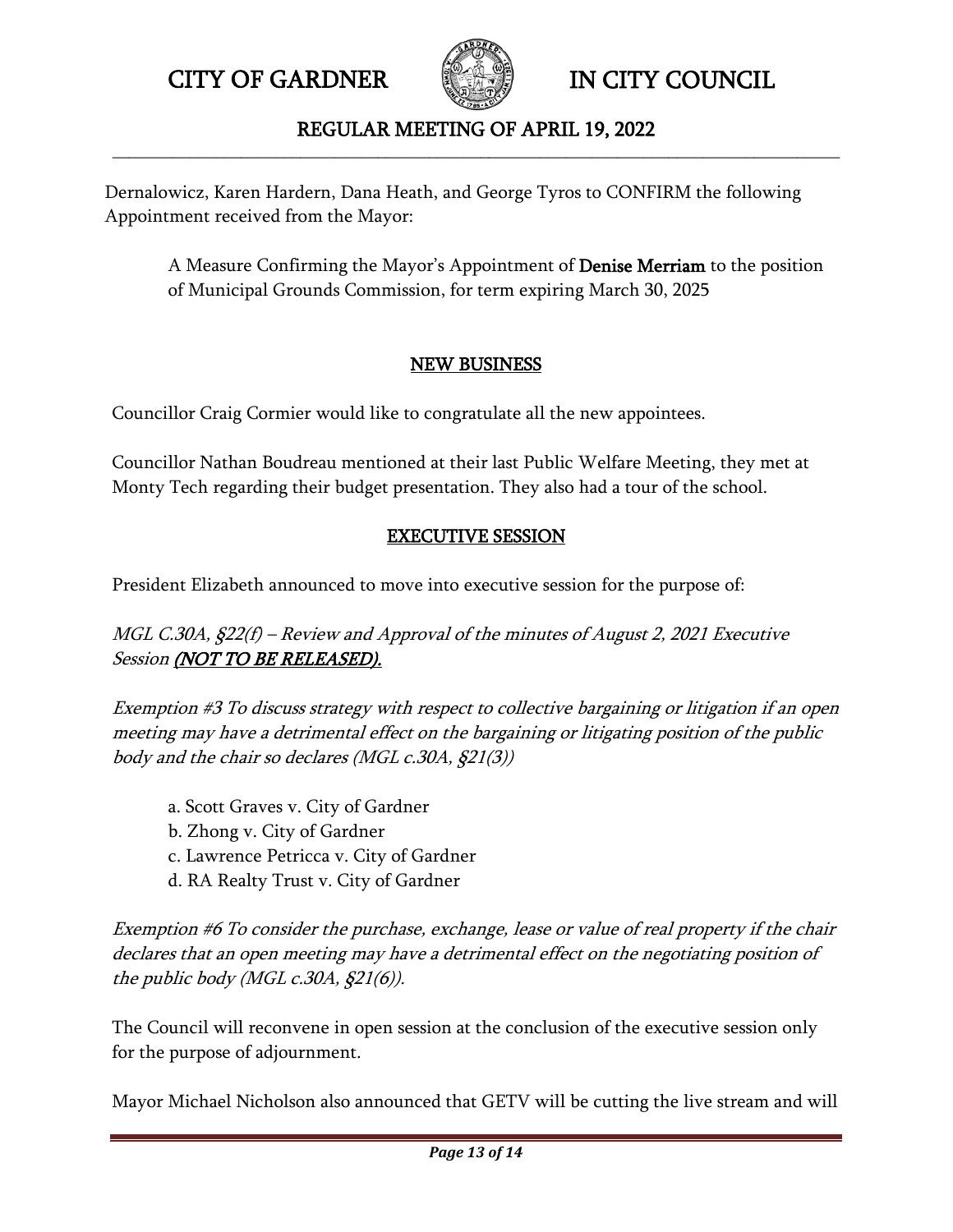Dernalowicz, Karen Hardern, Dana Heath, and George Tyros to CONFIRM the following Appointment received from the Mayor:

> A Measure Confirming the Mayor's Appointment of **Denise Merriam** to the position of Municipal Grounds Commission, for term expiring March 30, 2025

## NEW BUSINESS

Councillor Craig Cormier would like to congratulate all the new appointees.

Councillor Nathan Boudreau mentioned at their last Public Welfare Meeting, they met at Monty Tech regarding their budget presentation. They also had a tour of the school.

## EXECUTIVE SESSION

President Elizabeth announced to move into executive session for the purpose of:

*MGL C.30A, §22(f) – Review and Approval of the minutes of August 2, 2021 Executive Session* ***(NOT TO BE RELEASED).***

*Exemption #3 To discuss strategy with respect to collective bargaining or litigation if an open meeting may have a detrimental effect on the bargaining or litigating position of the public body and the chair so declares (MGL c.30A, §21(3))*

> a. Scott Graves v. City of Gardner
> b. Zhong v. City of Gardner
> c. Lawrence Petricca v. City of Gardner
> d. RA Realty Trust v. City of Gardner

*Exemption #6 To consider the purchase, exchange, lease or value of real property if the chair declares that an open meeting may have a detrimental effect on the negotiating position of the public body (MGL c.30A, §21(6)).*

The Council will reconvene in open session at the conclusion of the executive session only for the purpose of adjournment.

Mayor Michael Nicholson also announced that GETV will be cutting the live stream and will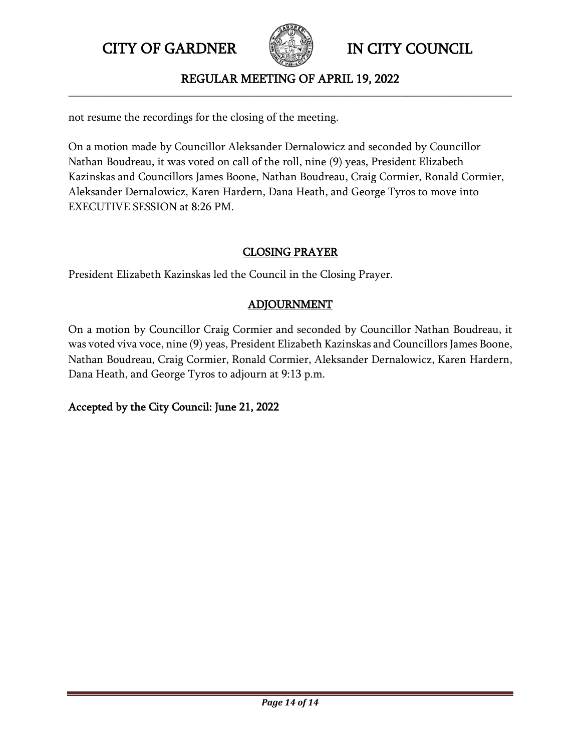not resume the recordings for the closing of the meeting.

On a motion made by Councillor Aleksander Dernalowicz and seconded by Councillor Nathan Boudreau, it was voted on call of the roll, nine (9) yeas, President Elizabeth Kazinskas and Councillors James Boone, Nathan Boudreau, Craig Cormier, Ronald Cormier, Aleksander Dernalowicz, Karen Hardern, Dana Heath, and George Tyros to move into EXECUTIVE SESSION at 8:26 PM.

## CLOSING PRAYER

President Elizabeth Kazinskas led the Council in the Closing Prayer.

## ADJOURNMENT

On a motion by Councillor Craig Cormier and seconded by Councillor Nathan Boudreau, it was voted viva voce, nine (9) yeas, President Elizabeth Kazinskas and Councillors James Boone, Nathan Boudreau, Craig Cormier, Ronald Cormier, Aleksander Dernalowicz, Karen Hardern, Dana Heath, and George Tyros to adjourn at 9:13 p.m.

**Accepted by the City Council: June 21, 2022**